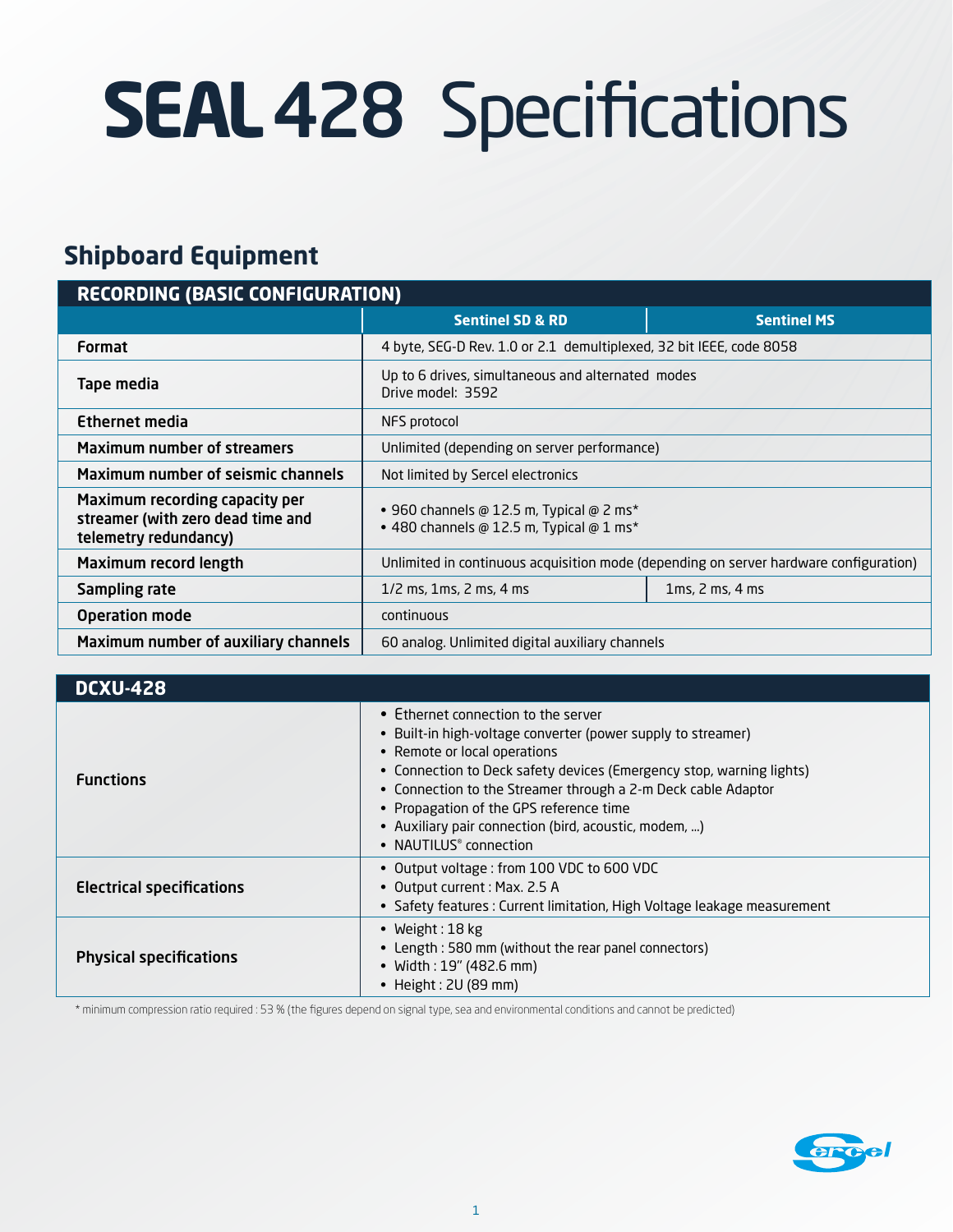# SEAL 428 Specifications

## Shipboard Equipment

| RECORDING (BASIC CONFIGURATION) | | |
|---|---|---|
| | **Sentinel SD & RD** | **Sentinel MS** |
| **Format** | 4 byte, SEG-D Rev. 1.0 or 2.1 demultiplexed, 32 bit IEEE, code 8058 | |
| **Tape media** | Up to 6 drives, simultaneous and alternated modes<br>Drive model: 3592 | |
| **Ethernet media** | NFS protocol | |
| **Maximum number of streamers** | Unlimited (depending on server performance) | |
| **Maximum number of seismic channels** | Not limited by Sercel electronics | |
| **Maximum recording capacity per streamer (with zero dead time and telemetry redundancy)** | • 960 channels @ 12.5 m, Typical @ 2 ms*<br>• 480 channels @ 12.5 m, Typical @ 1 ms* | |
| **Maximum record length** | Unlimited in continuous acquisition mode (depending on server hardware configuration) | |
| **Sampling rate** | 1/2 ms, 1ms, 2 ms, 4 ms | 1ms, 2 ms, 4 ms |
| **Operation mode** | continuous | |
| **Maximum number of auxiliary channels** | 60 analog. Unlimited digital auxiliary channels | |

| DCXU-428 | |
|---|---|
| **Functions** | • Ethernet connection to the server<br>• Built-in high-voltage converter (power supply to streamer)<br>• Remote or local operations<br>• Connection to Deck safety devices (Emergency stop, warning lights)<br>• Connection to the Streamer through a 2-m Deck cable Adaptor<br>• Propagation of the GPS reference time<br>• Auxiliary pair connection (bird, acoustic, modem, ...)<br>• NAUTILUS® connection |
| **Electrical specifications** | • Output voltage : from 100 VDC to 600 VDC<br>• Output current : Max. 2.5 A<br>• Safety features : Current limitation, High Voltage leakage measurement |
| **Physical specifications** | • Weight : 18 kg<br>• Length : 580 mm (without the rear panel connectors)<br>• Width : 19" (482.6 mm)<br>• Height : 2U (89 mm) |

* minimum compression ratio required : 53 % (the figures depend on signal type, sea and environmental conditions and cannot be predicted)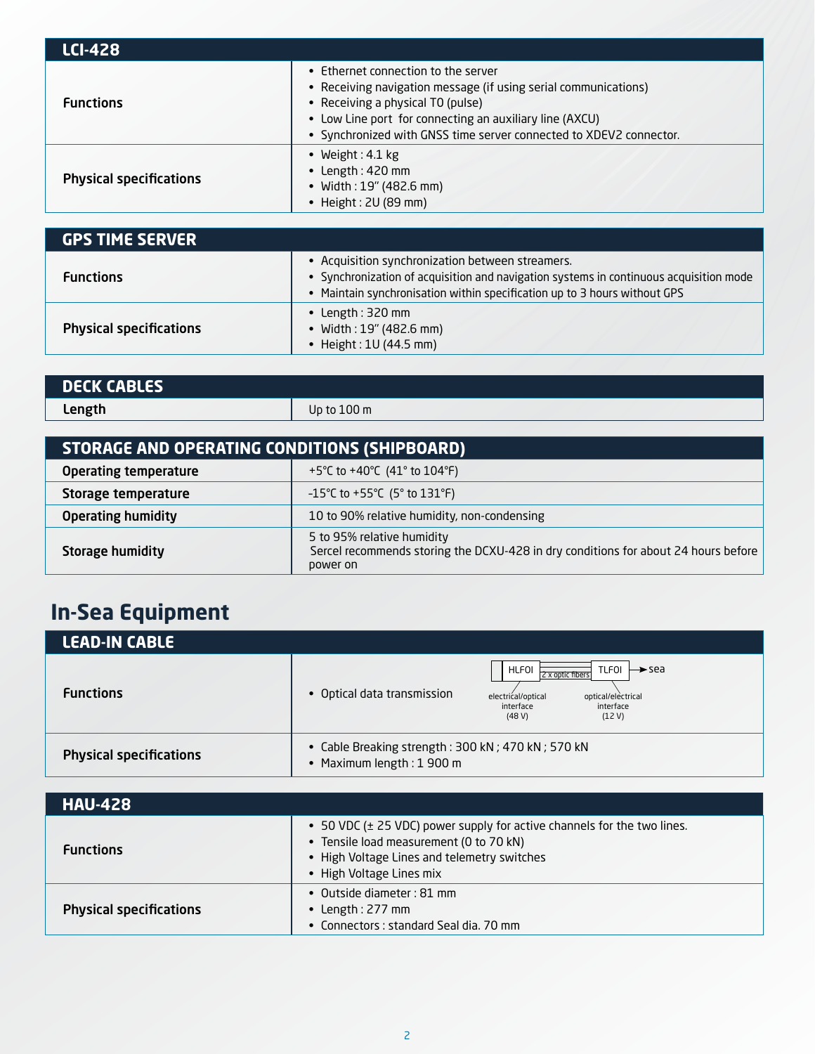| LCI-428 | |
|---|---|
| **Functions** | • Ethernet connection to the server<br>• Receiving navigation message (if using serial communications)<br>• Receiving a physical T0 (pulse)<br>• Low Line port for connecting an auxiliary line (AXCU)<br>• Synchronized with GNSS time server connected to XDEV2 connector. |
| **Physical specifications** | • Weight : 4.1 kg<br>• Length : 420 mm<br>• Width : 19" (482.6 mm)<br>• Height : 2U (89 mm) |

| GPS TIME SERVER | |
|---|---|
| **Functions** | • Acquisition synchronization between streamers.<br>• Synchronization of acquisition and navigation systems in continuous acquisition mode<br>• Maintain synchronisation within specification up to 3 hours without GPS |
| **Physical specifications** | • Length : 320 mm<br>• Width : 19" (482.6 mm)<br>• Height : 1U (44.5 mm) |

| DECK CABLES | |
|---|---|
| **Length** | Up to 100 m |

| STORAGE AND OPERATING CONDITIONS (SHIPBOARD) | |
|---|---|
| **Operating temperature** | +5°C to +40°C (41° to 104°F) |
| **Storage temperature** | -15°C to +55°C (5° to 131°F) |
| **Operating humidity** | 10 to 90% relative humidity, non-condensing |
| **Storage humidity** | 5 to 95% relative humidity<br>Sercel recommends storing the DCXU-428 in dry conditions for about 24 hours before power on |

## In-Sea Equipment

| LEAD-IN CABLE | |
|---|---|
| **Functions** | • Optical data transmission<br>HLFOI (electrical/optical interface, 48 V) — 2 x optic fibers — TLFOI (optical/electrical interface, 12 V) → sea |
| **Physical specifications** | • Cable Breaking strength : 300 kN ; 470 kN ; 570 kN<br>• Maximum length : 1 900 m |

| HAU-428 | |
|---|---|
| **Functions** | • 50 VDC (± 25 VDC) power supply for active channels for the two lines.<br>• Tensile load measurement (0 to 70 kN)<br>• High Voltage Lines and telemetry switches<br>• High Voltage Lines mix |
| **Physical specifications** | • Outside diameter : 81 mm<br>• Length : 277 mm<br>• Connectors : standard Seal dia. 70 mm |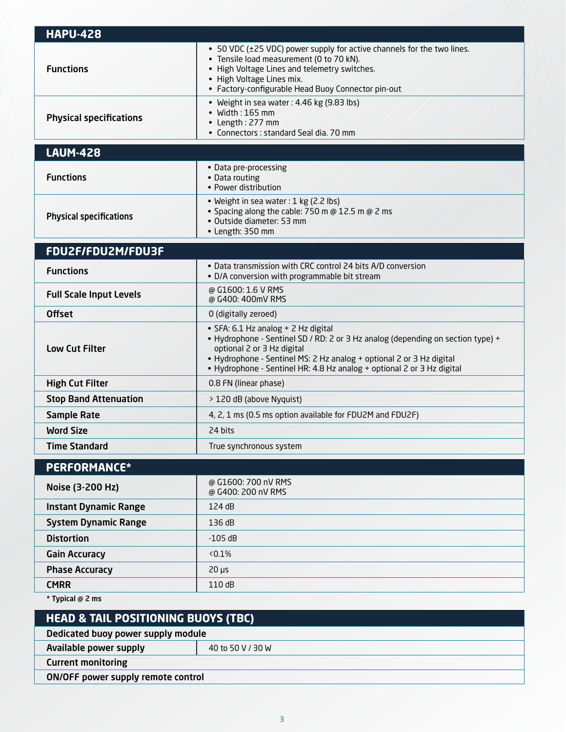## HAPU-428

| | |
|---|---|
| **Functions** | • 50 VDC (±25 VDC) power supply for active channels for the two lines.<br>• Tensile load measurement (0 to 70 kN).<br>• High Voltage Lines and telemetry switches.<br>• High Voltage Lines mix.<br>• Factory-configurable Head Buoy Connector pin-out |
| **Physical specifications** | • Weight in sea water : 4.46 kg (9.83 lbs)<br>• Width : 165 mm<br>• Length : 277 mm<br>• Connectors : standard Seal dia. 70 mm |

## LAUM-428

| | |
|---|---|
| **Functions** | • Data pre-processing<br>• Data routing<br>• Power distribution |
| **Physical specifications** | • Weight in sea water : 1 kg (2.2 lbs)<br>• Spacing along the cable: 750 m @ 12.5 m @ 2 ms<br>• Outside diameter: 53 mm<br>• Length: 350 mm |

## FDU2F/FDU2M/FDU3F

| | |
|---|---|
| **Functions** | • Data transmission with CRC control 24 bits A/D conversion<br>• D/A conversion with programmable bit stream |
| **Full Scale Input Levels** | @ G1600: 1.6 V RMS<br>@ G400: 400mV RMS |
| **Offset** | 0 (digitally zeroed) |
| **Low Cut Filter** | • SFA: 6.1 Hz analog + 2 Hz digital<br>• Hydrophone - Sentinel SD / RD: 2 or 3 Hz analog (depending on section type) + optional 2 or 3 Hz digital<br>• Hydrophone - Sentinel MS: 2 Hz analog + optional 2 or 3 Hz digital<br>• Hydrophone - Sentinel HR: 4.8 Hz analog + optional 2 or 3 Hz digital |
| **High Cut Filter** | 0.8 FN (linear phase) |
| **Stop Band Attenuation** | > 120 dB (above Nyquist) |
| **Sample Rate** | 4, 2, 1 ms (0.5 ms option available for FDU2M and FDU2F) |
| **Word Size** | 24 bits |
| **Time Standard** | True synchronous system |

## PERFORMANCE*

| | |
|---|---|
| **Noise (3-200 Hz)** | @ G1600: 700 nV RMS<br>@ G400: 200 nV RMS |
| **Instant Dynamic Range** | 124 dB |
| **System Dynamic Range** | 136 dB |
| **Distortion** | -105 dB |
| **Gain Accuracy** | <0.1% |
| **Phase Accuracy** | 20 µs |
| **CMRR** | 110 dB |

**\* Typical @ 2 ms**

## HEAD & TAIL POSITIONING BUOYS (TBC)

| | |
|---|---|
| **Dedicated buoy power supply module** | |
| **Available power supply** | 40 to 50 V / 30 W |
| **Current monitoring** | |
| **ON/OFF power supply remote control** | |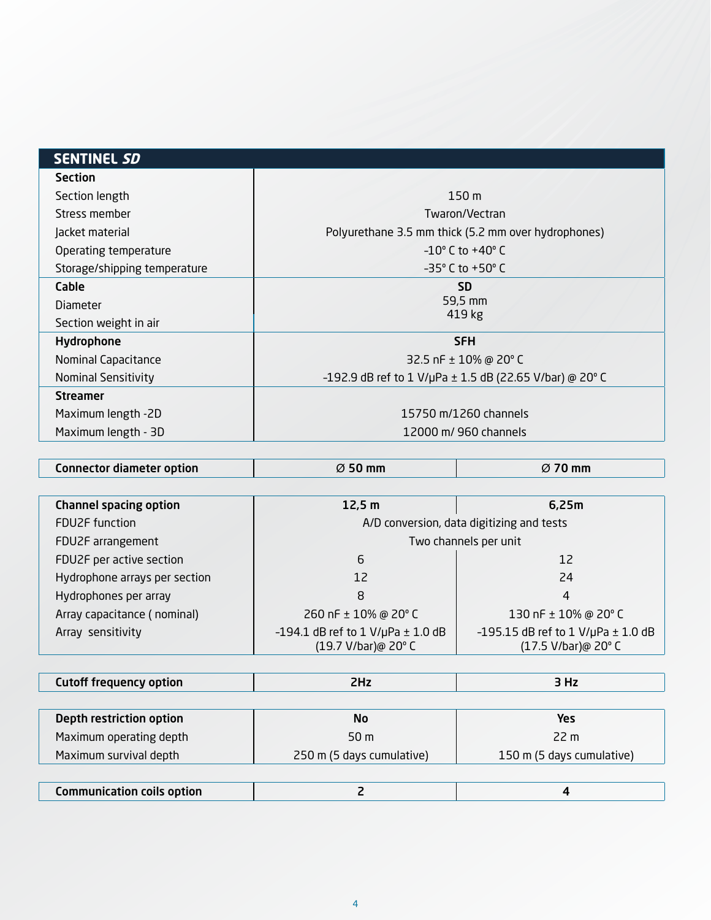| SENTINEL ***SD*** | |
|---|---|
| **Section** | |
| Section length | 150 m |
| Stress member | Twaron/Vectran |
| Jacket material | Polyurethane 3.5 mm thick (5.2 mm over hydrophones) |
| Operating temperature | -10° C to +40° C |
| Storage/shipping temperature | -35° C to +50° C |
| **Cable** | **SD** |
| Diameter | 59,5 mm |
| Section weight in air | 419 kg |
| **Hydrophone** | **SFH** |
| Nominal Capacitance | 32.5 nF ± 10% @ 20° C |
| Nominal Sensitivity | -192.9 dB ref to 1 V/μPa ± 1.5 dB (22.65 V/bar) @ 20° C |
| **Streamer** | |
| Maximum length -2D | 15750 m/1260 channels |
| Maximum length - 3D | 12000 m/ 960 channels |

| **Connector diameter option** | **Ø 50 mm** | **Ø 70 mm** |
|---|---|---|

| **Channel spacing option** | **12,5 m** | **6,25m** |
|---|---|---|
| FDU2F function | A/D conversion, data digitizing and tests | |
| FDU2F arrangement | Two channels per unit | |
| FDU2F per active section | 6 | 12 |
| Hydrophone arrays per section | 12 | 24 |
| Hydrophones per array | 8 | 4 |
| Array capacitance ( nominal) | 260 nF ± 10% @ 20° C | 130 nF ± 10% @ 20° C |
| Array sensitivity | -194.1 dB ref to 1 V/μPa ± 1.0 dB (19.7 V/bar)@ 20° C | -195.15 dB ref to 1 V/μPa ± 1.0 dB (17.5 V/bar)@ 20° C |

| **Cutoff frequency option** | **2Hz** | **3 Hz** |
|---|---|---|

| **Depth restriction option** | **No** | **Yes** |
|---|---|---|
| Maximum operating depth | 50 m | 22 m |
| Maximum survival depth | 250 m (5 days cumulative) | 150 m (5 days cumulative) |

| **Communication coils option** | **2** | **4** |
|---|---|---|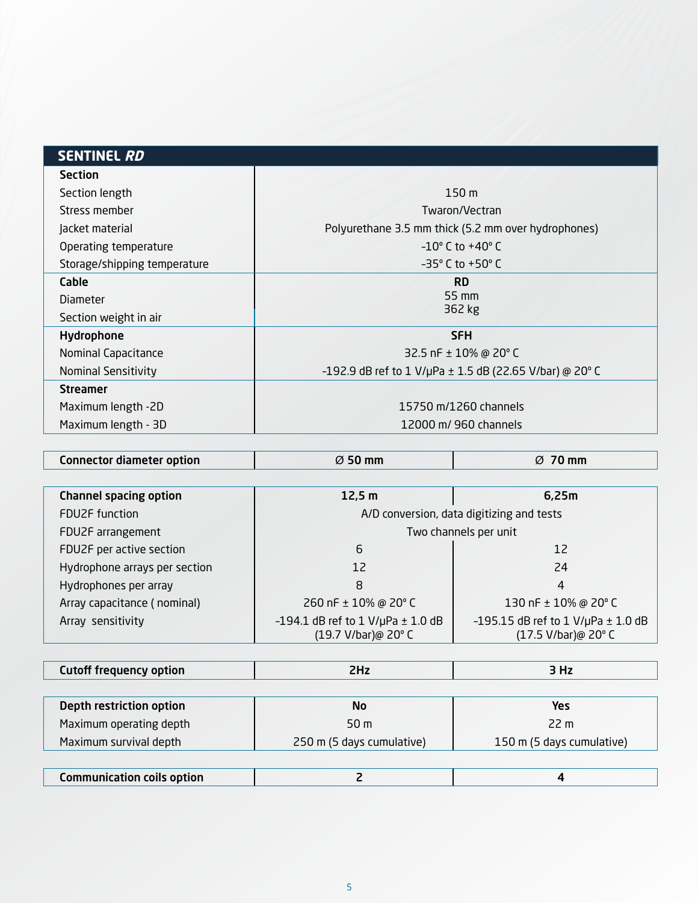## SENTINEL *RD*

| | |
|---|---|
| **Section** | |
| Section length | 150 m |
| Stress member | Twaron/Vectran |
| Jacket material | Polyurethane 3.5 mm thick (5.2 mm over hydrophones) |
| Operating temperature | -10° C to +40° C |
| Storage/shipping temperature | -35° C to +50° C |
| **Cable** | **RD** |
| Diameter | 55 mm |
| Section weight in air | 362 kg |
| **Hydrophone** | **SFH** |
| Nominal Capacitance | 32.5 nF ± 10% @ 20° C |
| Nominal Sensitivity | -192.9 dB ref to 1 V/μPa ± 1.5 dB (22.65 V/bar) @ 20° C |
| **Streamer** | |
| Maximum length -2D | 15750 m/1260 channels |
| Maximum length - 3D | 12000 m/ 960 channels |

| **Connector diameter option** | **Ø 50 mm** | **Ø 70 mm** |
|---|---|---|

| **Channel spacing option** | **12,5 m** | **6,25m** |
|---|---|---|
| FDU2F function | A/D conversion, data digitizing and tests | |
| FDU2F arrangement | Two channels per unit | |
| FDU2F per active section | 6 | 12 |
| Hydrophone arrays per section | 12 | 24 |
| Hydrophones per array | 8 | 4 |
| Array capacitance ( nominal) | 260 nF ± 10% @ 20° C | 130 nF ± 10% @ 20° C |
| Array sensitivity | -194.1 dB ref to 1 V/μPa ± 1.0 dB (19.7 V/bar)@ 20° C | -195.15 dB ref to 1 V/μPa ± 1.0 dB (17.5 V/bar)@ 20° C |

| **Cutoff frequency option** | **2Hz** | **3 Hz** |
|---|---|---|

| **Depth restriction option** | **No** | **Yes** |
|---|---|---|
| Maximum operating depth | 50 m | 22 m |
| Maximum survival depth | 250 m (5 days cumulative) | 150 m (5 days cumulative) |

| **Communication coils option** | **2** | **4** |
|---|---|---|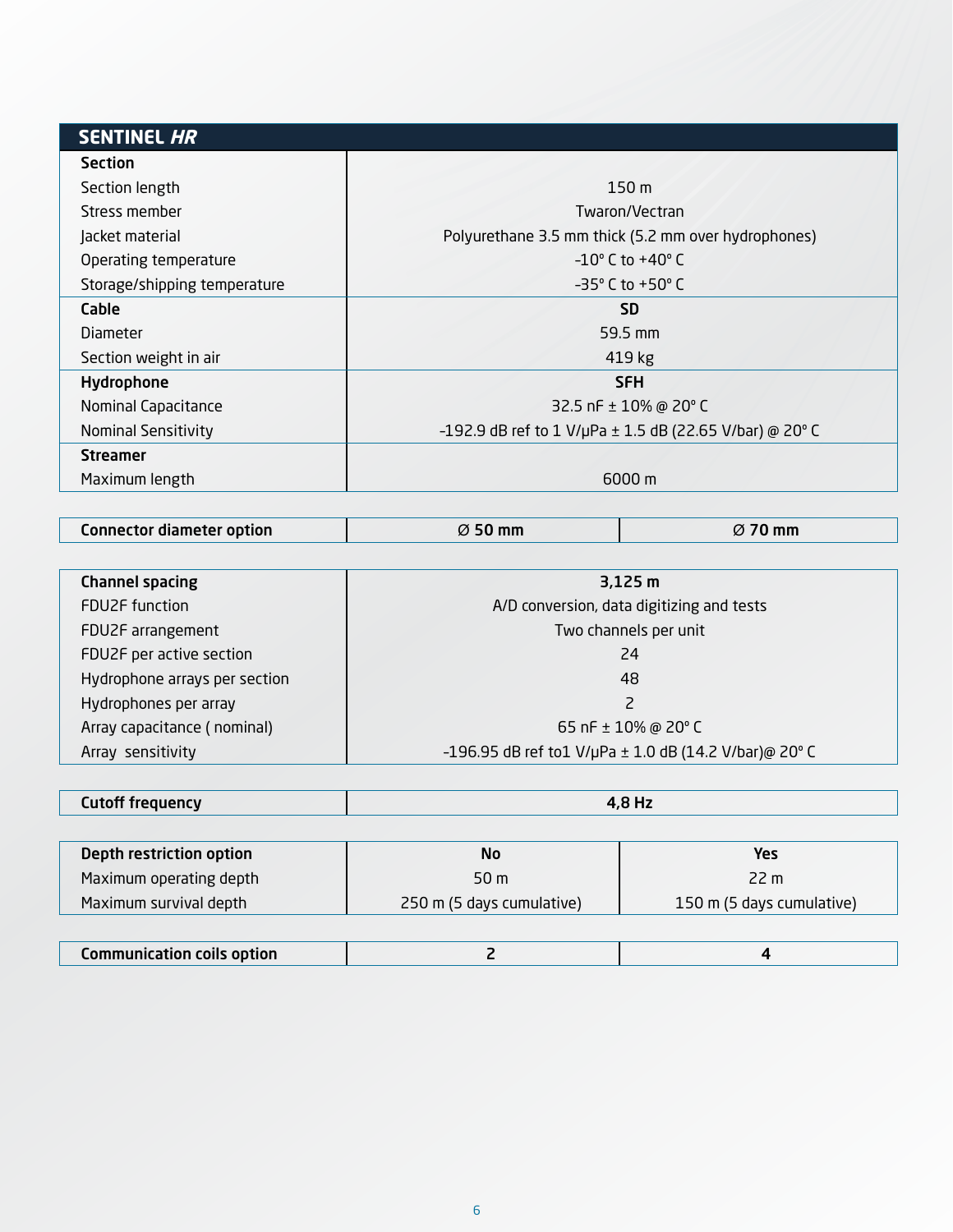## SENTINEL *HR*

| **Section** | |
|---|---|
| Section length | 150 m |
| Stress member | Twaron/Vectran |
| Jacket material | Polyurethane 3.5 mm thick (5.2 mm over hydrophones) |
| Operating temperature | -10° C to +40° C |
| Storage/shipping temperature | -35° C to +50° C |
| **Cable** | **SD** |
| Diameter | 59.5 mm |
| Section weight in air | 419 kg |
| **Hydrophone** | **SFH** |
| Nominal Capacitance | 32.5 nF ± 10% @ 20° C |
| Nominal Sensitivity | -192.9 dB ref to 1 V/μPa ± 1.5 dB (22.65 V/bar) @ 20° C |
| **Streamer** | |
| Maximum length | 6000 m |

| **Connector diameter option** | **Ø 50 mm** | **Ø 70 mm** |
|---|---|---|

| **Channel spacing** | **3,125 m** |
|---|---|
| FDU2F function | A/D conversion, data digitizing and tests |
| FDU2F arrangement | Two channels per unit |
| FDU2F per active section | 24 |
| Hydrophone arrays per section | 48 |
| Hydrophones per array | 2 |
| Array capacitance ( nominal) | 65 nF ± 10% @ 20° C |
| Array sensitivity | -196.95 dB ref to1 V/μPa ± 1.0 dB (14.2 V/bar)@ 20° C |

| **Cutoff frequency** | **4,8 Hz** |
|---|---|

| **Depth restriction option** | **No** | **Yes** |
|---|---|---|
| Maximum operating depth | 50 m | 22 m |
| Maximum survival depth | 250 m (5 days cumulative) | 150 m (5 days cumulative) |

| **Communication coils option** | **2** | **4** |
|---|---|---|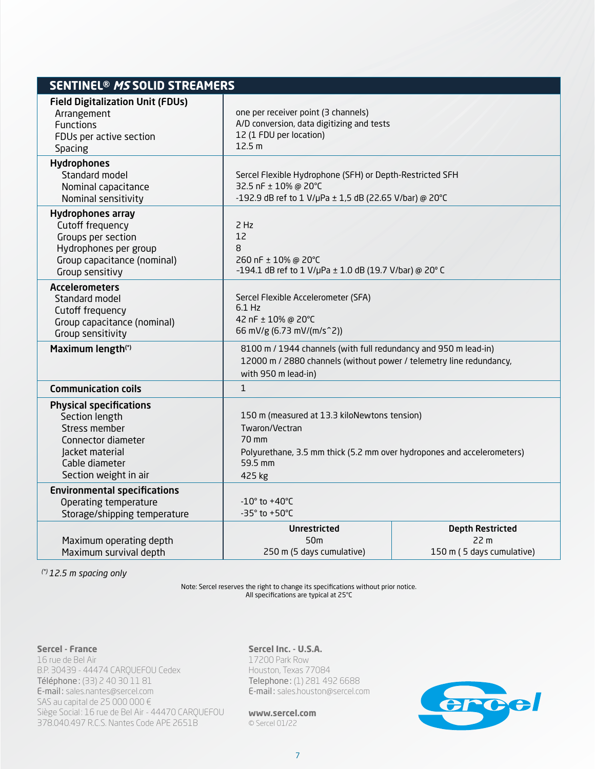## SENTINEL® *MS* SOLID STREAMERS

| | | |
|---|---|---|
| **Field Digitalization Unit (FDUs)**<br>Arrangement<br>Functions<br>FDUs per active section<br>Spacing | one per receiver point (3 channels)<br>A/D conversion, data digitizing and tests<br>12 (1 FDU per location)<br>12.5 m | |
| **Hydrophones**<br>Standard model<br>Nominal capacitance<br>Nominal sensitivity | Sercel Flexible Hydrophone (SFH) or Depth-Restricted SFH<br>32.5 nF ± 10% @ 20°C<br>-192.9 dB ref to 1 V/μPa ± 1,5 dB (22.65 V/bar) @ 20°C | |
| **Hydrophones array**<br>Cutoff frequency<br>Groups per section<br>Hydrophones per group<br>Group capacitance (nominal)<br>Group sensitivy | 2 Hz<br>12<br>8<br>260 nF ± 10% @ 20°C<br>-194.1 dB ref to 1 V/μPa ± 1.0 dB (19.7 V/bar) @ 20° C | |
| **Accelerometers**<br>Standard model<br>Cutoff frequency<br>Group capacitance (nominal)<br>Group sensitivity | Sercel Flexible Accelerometer (SFA)<br>6.1 Hz<br>42 nF ± 10% @ 20°C<br>66 mV/g (6.73 mV/(m/s^2)) | |
| **Maximum length**(*) | 8100 m / 1944 channels (with full redundancy and 950 m lead-in)<br>12000 m / 2880 channels (without power / telemetry line redundancy, with 950 m lead-in) | |
| **Communication coils** | 1 | |
| **Physical specifications**<br>Section length<br>Stress member<br>Connector diameter<br>Jacket material<br>Cable diameter<br>Section weight in air | 150 m (measured at 13.3 kiloNewtons tension)<br>Twaron/Vectran<br>70 mm<br>Polyurethane, 3.5 mm thick (5.2 mm over hydropones and accelerometers)<br>59.5 mm<br>425 kg | |
| **Environmental specifications**<br>Operating temperature<br>Storage/shipping temperature | -10° to +40°C<br>-35° to +50°C | |
| <br>Maximum operating depth<br>Maximum survival depth | **Unrestricted**<br>50m<br>250 m (5 days cumulative) | **Depth Restricted**<br>22 m<br>150 m ( 5 days cumulative) |

*(*) 12.5 m spacing only*

Note: Sercel reserves the right to change its specifications without prior notice.
All specifications are typical at 25°C

**Sercel - France**
16 rue de Bel Air
B.P. 30439 - 44474 CARQUEFOU Cedex
Téléphone : (33) 2 40 30 11 81
E-mail : sales.nantes@sercel.com
SAS au capital de 25 000 000 €
Siège Social : 16 rue de Bel Air - 44470 CARQUEFOU
378.040.497 R.C.S. Nantes Code APE 2651B

**Sercel Inc. - U.S.A.**
17200 Park Row
Houston, Texas 77084
Telephone : (1) 281 492 6688
E-mail : sales.houston@sercel.com

**www.sercel.com**
© Sercel 01/22

Sercel